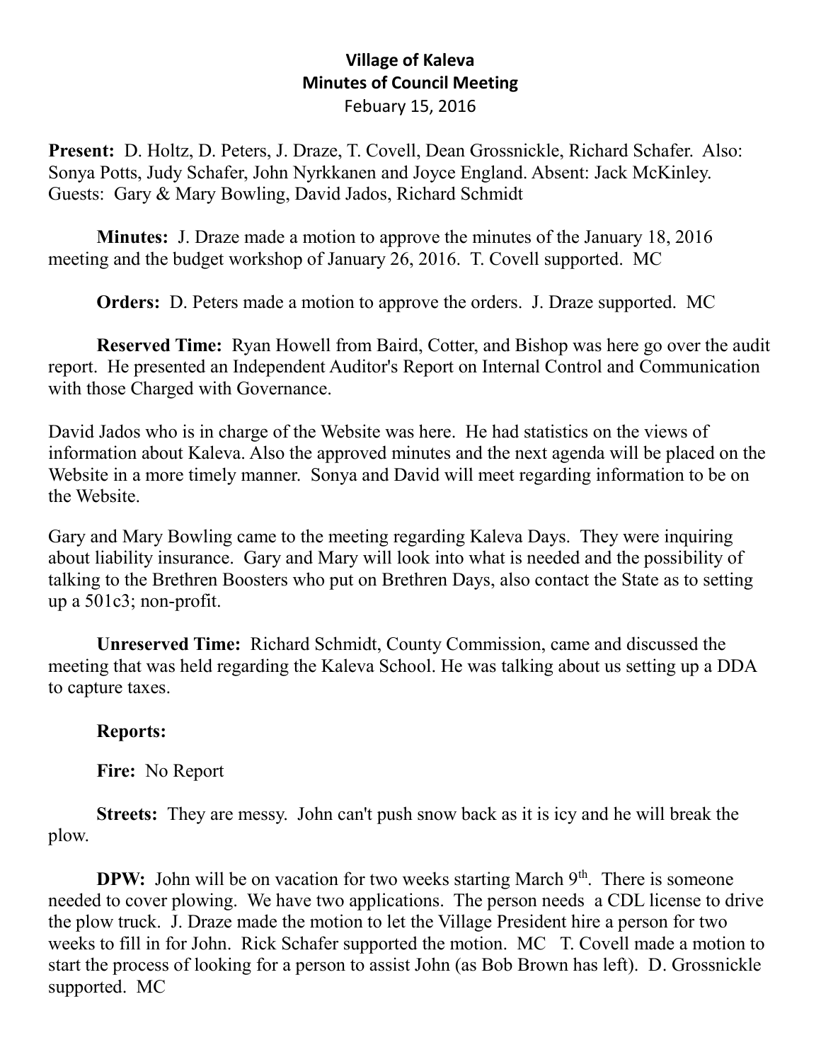# Village of Kaleva
## Minutes of Council Meeting
Febuary 15, 2016

**Present:** D. Holtz, D. Peters, J. Draze, T. Covell, Dean Grossnickle, Richard Schafer. Also: Sonya Potts, Judy Schafer, John Nyrkkanen and Joyce England. Absent: Jack McKinley. Guests: Gary & Mary Bowling, David Jados, Richard Schmidt

**Minutes:** J. Draze made a motion to approve the minutes of the January 18, 2016 meeting and the budget workshop of January 26, 2016. T. Covell supported. MC

**Orders:** D. Peters made a motion to approve the orders. J. Draze supported. MC

**Reserved Time:** Ryan Howell from Baird, Cotter, and Bishop was here go over the audit report. He presented an Independent Auditor's Report on Internal Control and Communication with those Charged with Governance.

David Jados who is in charge of the Website was here. He had statistics on the views of information about Kaleva. Also the approved minutes and the next agenda will be placed on the Website in a more timely manner. Sonya and David will meet regarding information to be on the Website.

Gary and Mary Bowling came to the meeting regarding Kaleva Days. They were inquiring about liability insurance. Gary and Mary will look into what is needed and the possibility of talking to the Brethren Boosters who put on Brethren Days, also contact the State as to setting up a 501c3; non-profit.

**Unreserved Time:** Richard Schmidt, County Commission, came and discussed the meeting that was held regarding the Kaleva School. He was talking about us setting up a DDA to capture taxes.

**Reports:**

**Fire:** No Report

**Streets:** They are messy. John can't push snow back as it is icy and he will break the plow.

**DPW:** John will be on vacation for two weeks starting March 9th. There is someone needed to cover plowing. We have two applications. The person needs a CDL license to drive the plow truck. J. Draze made the motion to let the Village President hire a person for two weeks to fill in for John. Rick Schafer supported the motion. MC T. Covell made a motion to start the process of looking for a person to assist John (as Bob Brown has left). D. Grossnickle supported. MC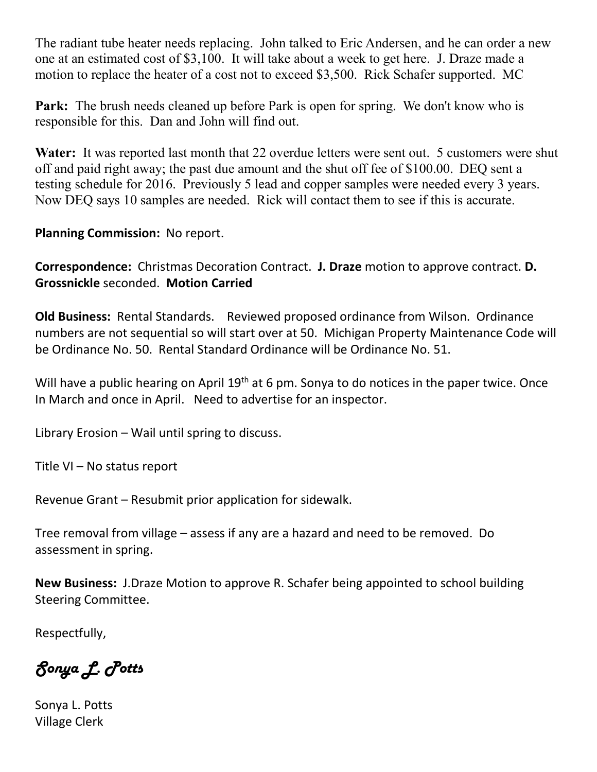The radiant tube heater needs replacing. John talked to Eric Andersen, and he can order a new one at an estimated cost of $3,100. It will take about a week to get here. J. Draze made a motion to replace the heater of a cost not to exceed $3,500. Rick Schafer supported. MC

**Park:** The brush needs cleaned up before Park is open for spring. We don't know who is responsible for this. Dan and John will find out.

**Water:** It was reported last month that 22 overdue letters were sent out. 5 customers were shut off and paid right away; the past due amount and the shut off fee of $100.00. DEQ sent a testing schedule for 2016. Previously 5 lead and copper samples were needed every 3 years. Now DEQ says 10 samples are needed. Rick will contact them to see if this is accurate.

**Planning Commission:** No report.

**Correspondence:** Christmas Decoration Contract. **J. Draze** motion to approve contract. **D. Grossnickle** seconded. **Motion Carried**

**Old Business:** Rental Standards. Reviewed proposed ordinance from Wilson. Ordinance numbers are not sequential so will start over at 50. Michigan Property Maintenance Code will be Ordinance No. 50. Rental Standard Ordinance will be Ordinance No. 51.

Will have a public hearing on April 19th at 6 pm. Sonya to do notices in the paper twice. Once In March and once in April. Need to advertise for an inspector.

Library Erosion – Wail until spring to discuss.

Title VI – No status report

Revenue Grant – Resubmit prior application for sidewalk.

Tree removal from village – assess if any are a hazard and need to be removed. Do assessment in spring.

**New Business:** J.Draze Motion to approve R. Schafer being appointed to school building Steering Committee.

Respectfully,

*Sonya L. Potts*

Sonya L. Potts
Village Clerk